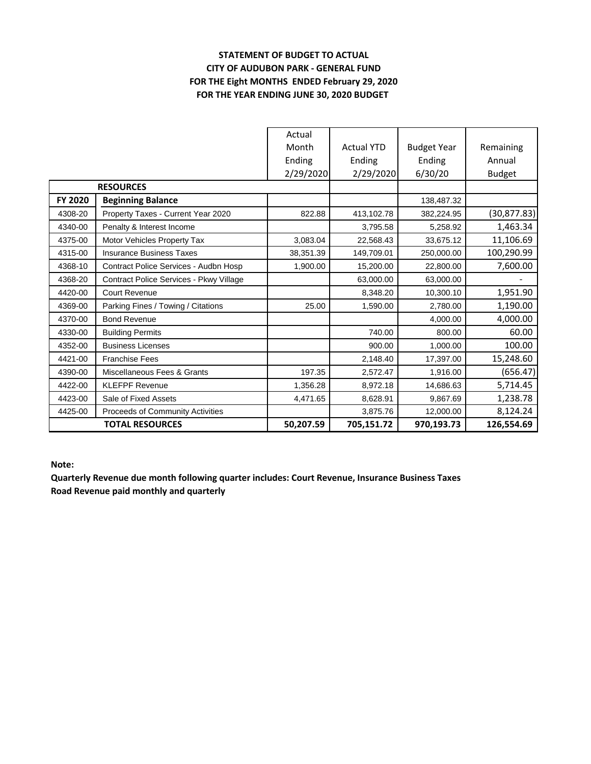**STATEMENT OF BUDGET TO ACTUAL**
**CITY OF AUDUBON PARK - GENERAL FUND**
**FOR THE Eight MONTHS ENDED February 29, 2020**
**FOR THE YEAR ENDING JUNE 30, 2020 BUDGET**

| | | Actual Month Ending 2/29/2020 | Actual YTD Ending 2/29/2020 | Budget Year Ending 6/30/20 | Remaining Annual Budget |
|---|---|---|---|---|---|
| | **RESOURCES** | | | | |
| **FY 2020** | **Beginning Balance** | | | 138,487.32 | |
| 4308-20 | Property Taxes - Current Year 2020 | 822.88 | 413,102.78 | 382,224.95 | (30,877.83) |
| 4340-00 | Penalty & Interest Income | | 3,795.58 | 5,258.92 | 1,463.34 |
| 4375-00 | Motor Vehicles Property Tax | 3,083.04 | 22,568.43 | 33,675.12 | 11,106.69 |
| 4315-00 | Insurance Business Taxes | 38,351.39 | 149,709.01 | 250,000.00 | 100,290.99 |
| 4368-10 | Contract Police Services - Audbn Hosp | 1,900.00 | 15,200.00 | 22,800.00 | 7,600.00 |
| 4368-20 | Contract Police Services - Pkwy Village | | 63,000.00 | 63,000.00 | - |
| 4420-00 | Court Revenue | | 8,348.20 | 10,300.10 | 1,951.90 |
| 4369-00 | Parking Fines / Towing / Citations | 25.00 | 1,590.00 | 2,780.00 | 1,190.00 |
| 4370-00 | Bond Revenue | | | 4,000.00 | 4,000.00 |
| 4330-00 | Building Permits | | 740.00 | 800.00 | 60.00 |
| 4352-00 | Business Licenses | | 900.00 | 1,000.00 | 100.00 |
| 4421-00 | Franchise Fees | | 2,148.40 | 17,397.00 | 15,248.60 |
| 4390-00 | Miscellaneous Fees & Grants | 197.35 | 2,572.47 | 1,916.00 | (656.47) |
| 4422-00 | KLEFPF Revenue | 1,356.28 | 8,972.18 | 14,686.63 | 5,714.45 |
| 4423-00 | Sale of Fixed Assets | 4,471.65 | 8,628.91 | 9,867.69 | 1,238.78 |
| 4425-00 | Proceeds of Community Activities | | 3,875.76 | 12,000.00 | 8,124.24 |
| | **TOTAL RESOURCES** | **50,207.59** | **705,151.72** | **970,193.73** | **126,554.69** |

**Note:**

**Quarterly Revenue due month following quarter includes: Court Revenue, Insurance Business Taxes**
**Road Revenue paid monthly and quarterly**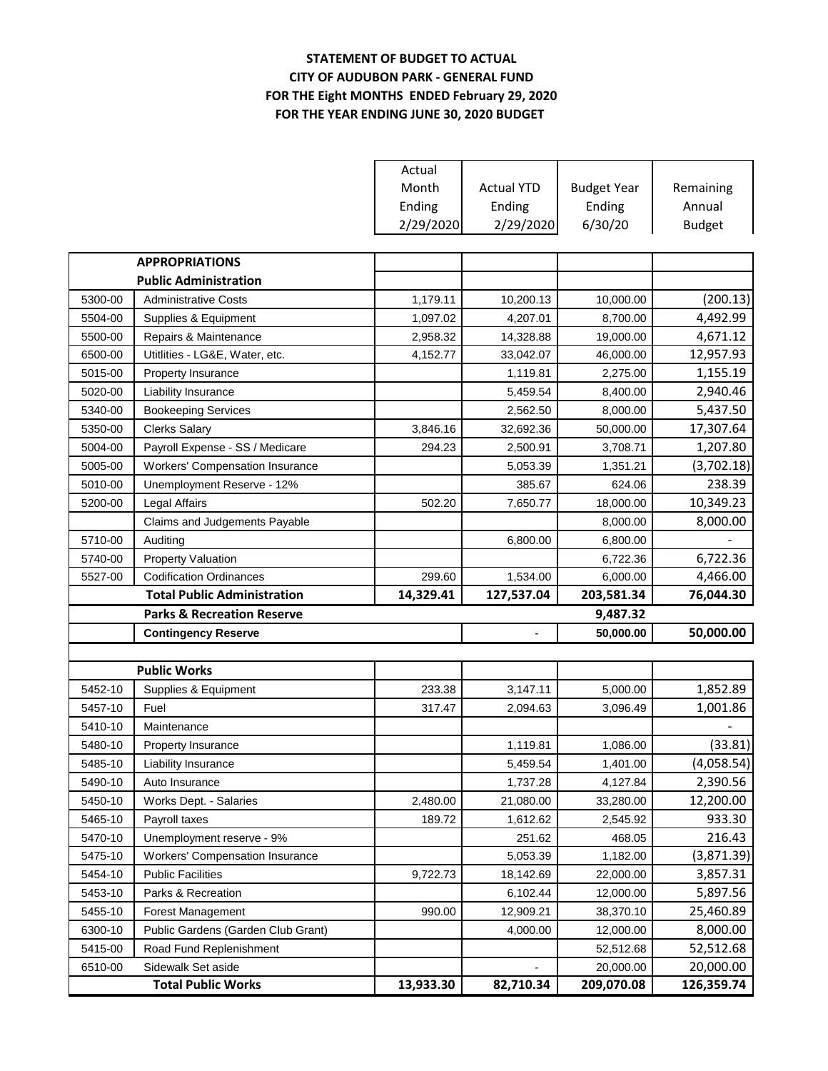# STATEMENT OF BUDGET TO ACTUAL
## CITY OF AUDUBON PARK - GENERAL FUND
## FOR THE Eight MONTHS ENDED February 29, 2020
## FOR THE YEAR ENDING JUNE 30, 2020 BUDGET

| | | Actual Month Ending 2/29/2020 | Actual YTD Ending 2/29/2020 | Budget Year Ending 6/30/20 | Remaining Annual Budget |
|---|---|---|---|---|---|
| | **APPROPRIATIONS** | | | | |
| | **Public Administration** | | | | |
| 5300-00 | Administrative Costs | 1,179.11 | 10,200.13 | 10,000.00 | (200.13) |
| 5504-00 | Supplies & Equipment | 1,097.02 | 4,207.01 | 8,700.00 | 4,492.99 |
| 5500-00 | Repairs & Maintenance | 2,958.32 | 14,328.88 | 19,000.00 | 4,671.12 |
| 6500-00 | Utitlities - LG&E, Water, etc. | 4,152.77 | 33,042.07 | 46,000.00 | 12,957.93 |
| 5015-00 | Property Insurance | | 1,119.81 | 2,275.00 | 1,155.19 |
| 5020-00 | Liability Insurance | | 5,459.54 | 8,400.00 | 2,940.46 |
| 5340-00 | Bookeeping Services | | 2,562.50 | 8,000.00 | 5,437.50 |
| 5350-00 | Clerks Salary | 3,846.16 | 32,692.36 | 50,000.00 | 17,307.64 |
| 5004-00 | Payroll Expense - SS / Medicare | 294.23 | 2,500.91 | 3,708.71 | 1,207.80 |
| 5005-00 | Workers' Compensation Insurance | | 5,053.39 | 1,351.21 | (3,702.18) |
| 5010-00 | Unemployment Reserve - 12% | | 385.67 | 624.06 | 238.39 |
| 5200-00 | Legal Affairs | 502.20 | 7,650.77 | 18,000.00 | 10,349.23 |
| | Claims and Judgements Payable | | | 8,000.00 | 8,000.00 |
| 5710-00 | Auditing | | 6,800.00 | 6,800.00 | - |
| 5740-00 | Property Valuation | | | 6,722.36 | 6,722.36 |
| 5527-00 | Codification Ordinances | 299.60 | 1,534.00 | 6,000.00 | 4,466.00 |
| | **Total Public Administration** | **14,329.41** | **127,537.04** | **203,581.34** | **76,044.30** |
| | **Parks & Recreation Reserve** | | | **9,487.32** | |
| | **Contingency Reserve** | | - | **50,000.00** | **50,000.00** |
| | | | | | |
| | **Public Works** | | | | |
| 5452-10 | Supplies & Equipment | 233.38 | 3,147.11 | 5,000.00 | 1,852.89 |
| 5457-10 | Fuel | 317.47 | 2,094.63 | 3,096.49 | 1,001.86 |
| 5410-10 | Maintenance | | | | - |
| 5480-10 | Property Insurance | | 1,119.81 | 1,086.00 | (33.81) |
| 5485-10 | Liability Insurance | | 5,459.54 | 1,401.00 | (4,058.54) |
| 5490-10 | Auto Insurance | | 1,737.28 | 4,127.84 | 2,390.56 |
| 5450-10 | Works Dept. - Salaries | 2,480.00 | 21,080.00 | 33,280.00 | 12,200.00 |
| 5465-10 | Payroll taxes | 189.72 | 1,612.62 | 2,545.92 | 933.30 |
| 5470-10 | Unemployment reserve - 9% | | 251.62 | 468.05 | 216.43 |
| 5475-10 | Workers' Compensation Insurance | | 5,053.39 | 1,182.00 | (3,871.39) |
| 5454-10 | Public Facilities | 9,722.73 | 18,142.69 | 22,000.00 | 3,857.31 |
| 5453-10 | Parks & Recreation | | 6,102.44 | 12,000.00 | 5,897.56 |
| 5455-10 | Forest Management | 990.00 | 12,909.21 | 38,370.10 | 25,460.89 |
| 6300-10 | Public Gardens (Garden Club Grant) | | 4,000.00 | 12,000.00 | 8,000.00 |
| 5415-00 | Road Fund Replenishment | | | 52,512.68 | 52,512.68 |
| 6510-00 | Sidewalk Set aside | | - | 20,000.00 | 20,000.00 |
| | **Total Public Works** | **13,933.30** | **82,710.34** | **209,070.08** | **126,359.74** |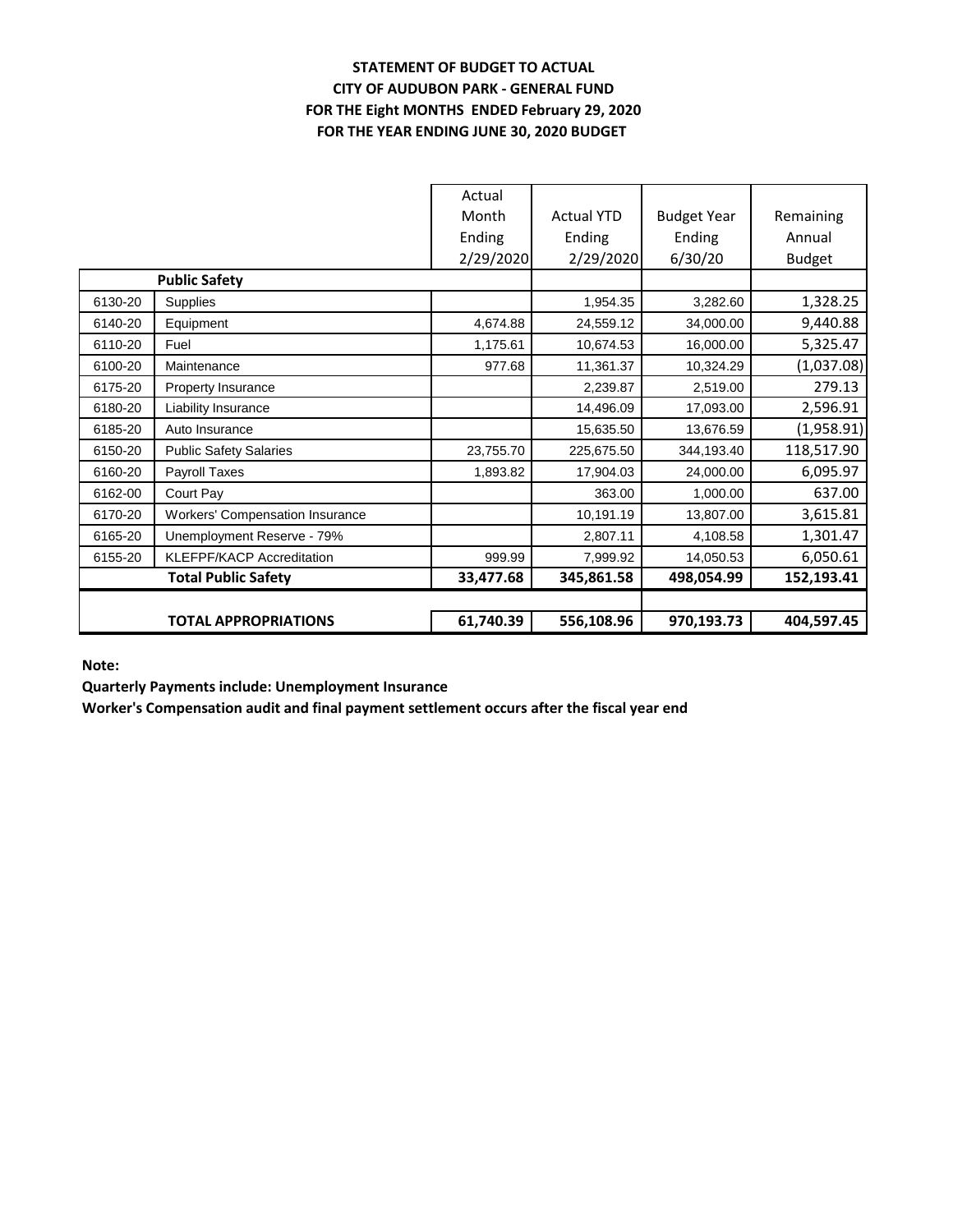**STATEMENT OF BUDGET TO ACTUAL**
**CITY OF AUDUBON PARK - GENERAL FUND**
**FOR THE Eight MONTHS ENDED February 29, 2020**
**FOR THE YEAR ENDING JUNE 30, 2020 BUDGET**

| | | Actual Month Ending 2/29/2020 | Actual YTD Ending 2/29/2020 | Budget Year Ending 6/30/20 | Remaining Annual Budget |
|---|---|---|---|---|---|
| | **Public Safety** | | | | |
| 6130-20 | Supplies | | 1,954.35 | 3,282.60 | 1,328.25 |
| 6140-20 | Equipment | 4,674.88 | 24,559.12 | 34,000.00 | 9,440.88 |
| 6110-20 | Fuel | 1,175.61 | 10,674.53 | 16,000.00 | 5,325.47 |
| 6100-20 | Maintenance | 977.68 | 11,361.37 | 10,324.29 | (1,037.08) |
| 6175-20 | Property Insurance | | 2,239.87 | 2,519.00 | 279.13 |
| 6180-20 | Liability Insurance | | 14,496.09 | 17,093.00 | 2,596.91 |
| 6185-20 | Auto Insurance | | 15,635.50 | 13,676.59 | (1,958.91) |
| 6150-20 | Public Safety Salaries | 23,755.70 | 225,675.50 | 344,193.40 | 118,517.90 |
| 6160-20 | Payroll Taxes | 1,893.82 | 17,904.03 | 24,000.00 | 6,095.97 |
| 6162-00 | Court Pay | | 363.00 | 1,000.00 | 637.00 |
| 6170-20 | Workers' Compensation Insurance | | 10,191.19 | 13,807.00 | 3,615.81 |
| 6165-20 | Unemployment Reserve - 79% | | 2,807.11 | 4,108.58 | 1,301.47 |
| 6155-20 | KLEFPF/KACP Accreditation | 999.99 | 7,999.92 | 14,050.53 | 6,050.61 |
| | **Total Public Safety** | **33,477.68** | **345,861.58** | **498,054.99** | **152,193.41** |
| | | | | | |
| | **TOTAL APPROPRIATIONS** | **61,740.39** | **556,108.96** | **970,193.73** | **404,597.45** |

**Note:**

**Quarterly Payments include: Unemployment Insurance**

**Worker's Compensation audit and final payment settlement occurs after the fiscal year end**